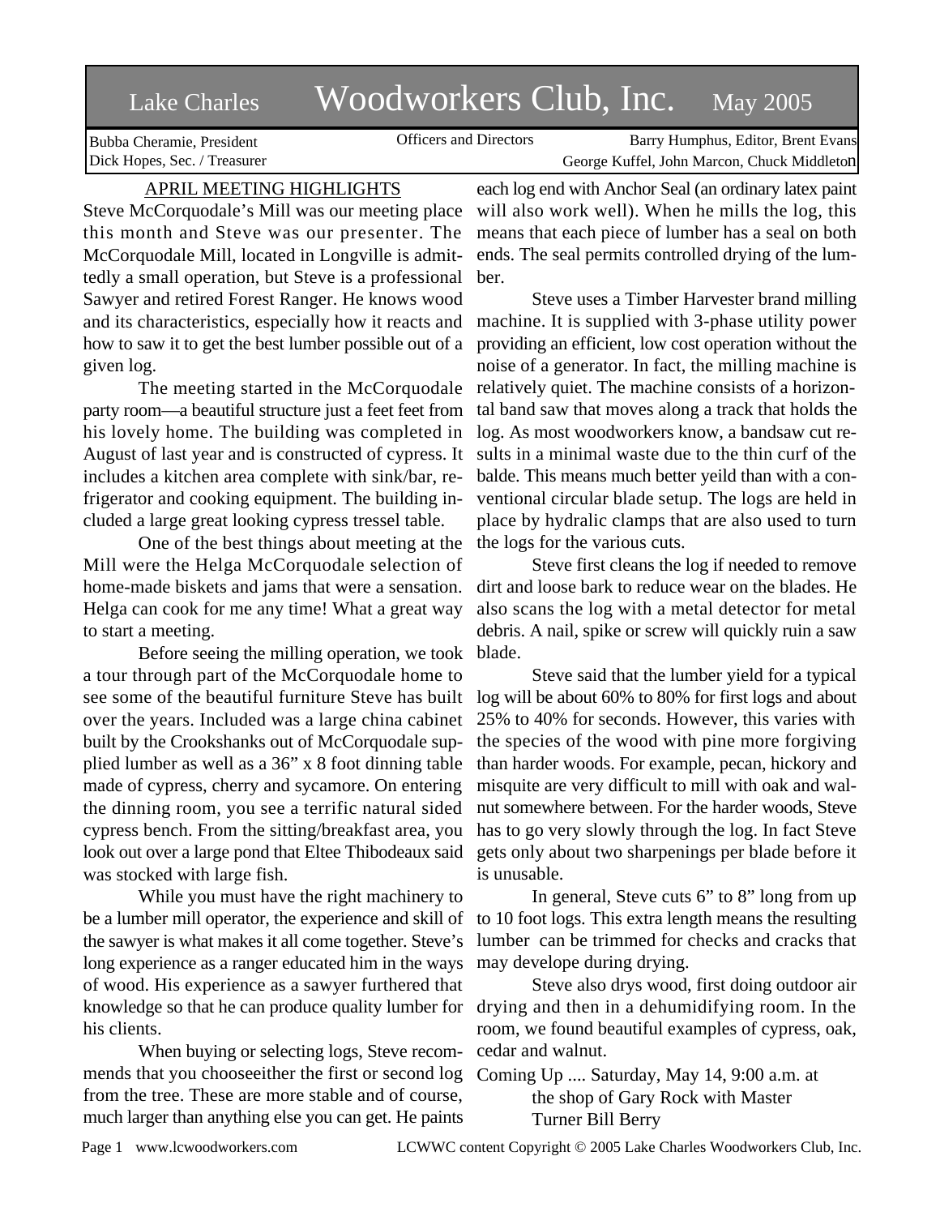# Lake Charles Woodworkers Club, Inc. May 2005

Bubba Cheramie, President
Dick Hopes, Sec. / Treasurer

Officers and Directors

Barry Humphus, Editor, Brent Evans
George Kuffel, John Marcon, Chuck Middleton

## APRIL MEETING HIGHLIGHTS

Steve McCorquodale's Mill was our meeting place this month and Steve was our presenter. The McCorquodale Mill, located in Longville is admittedly a small operation, but Steve is a professional Sawyer and retired Forest Ranger. He knows wood and its characteristics, especially how it reacts and how to saw it to get the best lumber possible out of a given log.

The meeting started in the McCorquodale party room—a beautiful structure just a feet feet from his lovely home. The building was completed in August of last year and is constructed of cypress. It includes a kitchen area complete with sink/bar, refrigerator and cooking equipment. The building included a large great looking cypress tressel table.

One of the best things about meeting at the Mill were the Helga McCorquodale selection of home-made biskets and jams that were a sensation. Helga can cook for me any time! What a great way to start a meeting.

Before seeing the milling operation, we took a tour through part of the McCorquodale home to see some of the beautiful furniture Steve has built over the years. Included was a large china cabinet built by the Crookshanks out of McCorquodale supplied lumber as well as a 36" x 8 foot dinning table made of cypress, cherry and sycamore. On entering the dinning room, you see a terrific natural sided cypress bench. From the sitting/breakfast area, you look out over a large pond that Eltee Thibodeaux said was stocked with large fish.

While you must have the right machinery to be a lumber mill operator, the experience and skill of the sawyer is what makes it all come together. Steve's long experience as a ranger educated him in the ways of wood. His experience as a sawyer furthered that knowledge so that he can produce quality lumber for his clients.

When buying or selecting logs, Steve recommends that you chooseeither the first or second log from the tree. These are more stable and of course, much larger than anything else you can get. He paints each log end with Anchor Seal (an ordinary latex paint will also work well). When he mills the log, this means that each piece of lumber has a seal on both ends. The seal permits controlled drying of the lumber.

Steve uses a Timber Harvester brand milling machine. It is supplied with 3-phase utility power providing an efficient, low cost operation without the noise of a generator. In fact, the milling machine is relatively quiet. The machine consists of a horizontal band saw that moves along a track that holds the log. As most woodworkers know, a bandsaw cut results in a minimal waste due to the thin curf of the balde. This means much better yeild than with a conventional circular blade setup. The logs are held in place by hydralic clamps that are also used to turn the logs for the various cuts.

Steve first cleans the log if needed to remove dirt and loose bark to reduce wear on the blades. He also scans the log with a metal detector for metal debris. A nail, spike or screw will quickly ruin a saw blade.

Steve said that the lumber yield for a typical log will be about 60% to 80% for first logs and about 25% to 40% for seconds. However, this varies with the species of the wood with pine more forgiving than harder woods. For example, pecan, hickory and misquite are very difficult to mill with oak and walnut somewhere between. For the harder woods, Steve has to go very slowly through the log. In fact Steve gets only about two sharpenings per blade before it is unusable.

In general, Steve cuts 6" to 8" long from up to 10 foot logs. This extra length means the resulting lumber can be trimmed for checks and cracks that may develope during drying.

Steve also drys wood, first doing outdoor air drying and then in a dehumidifying room. In the room, we found beautiful examples of cypress, oak, cedar and walnut.

Coming Up .... Saturday, May 14, 9:00 a.m. at the shop of Gary Rock with Master Turner Bill Berry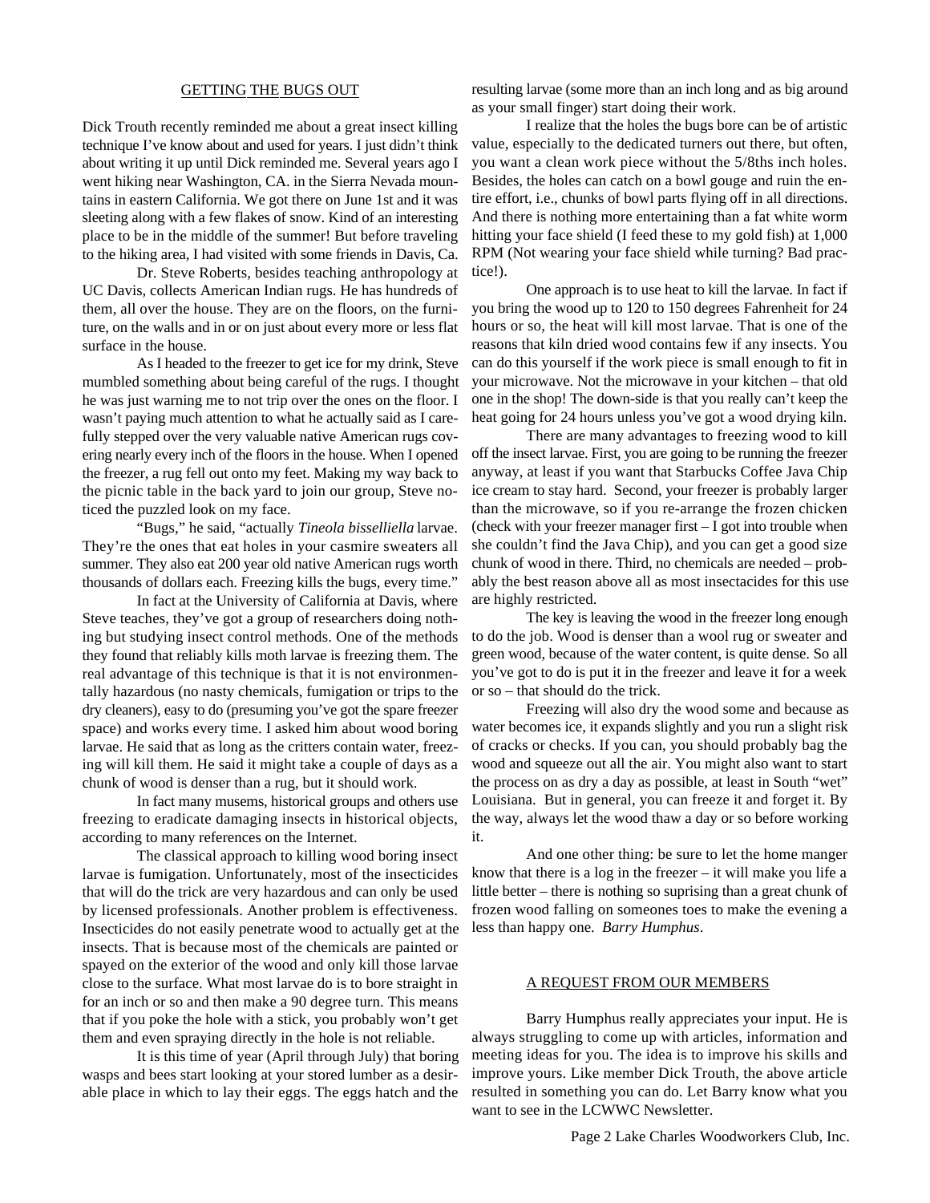## GETTING THE BUGS OUT

Dick Trouth recently reminded me about a great insect killing technique I've know about and used for years. I just didn't think about writing it up until Dick reminded me. Several years ago I went hiking near Washington, CA. in the Sierra Nevada mountains in eastern California. We got there on June 1st and it was sleeting along with a few flakes of snow. Kind of an interesting place to be in the middle of the summer! But before traveling to the hiking area, I had visited with some friends in Davis, Ca.

Dr. Steve Roberts, besides teaching anthropology at UC Davis, collects American Indian rugs. He has hundreds of them, all over the house. They are on the floors, on the furniture, on the walls and in or on just about every more or less flat surface in the house.

As I headed to the freezer to get ice for my drink, Steve mumbled something about being careful of the rugs. I thought he was just warning me to not trip over the ones on the floor. I wasn't paying much attention to what he actually said as I carefully stepped over the very valuable native American rugs covering nearly every inch of the floors in the house. When I opened the freezer, a rug fell out onto my feet. Making my way back to the picnic table in the back yard to join our group, Steve noticed the puzzled look on my face.

"Bugs," he said, "actually *Tineola bisselliella* larvae. They're the ones that eat holes in your casmire sweaters all summer. They also eat 200 year old native American rugs worth thousands of dollars each. Freezing kills the bugs, every time."

In fact at the University of California at Davis, where Steve teaches, they've got a group of researchers doing nothing but studying insect control methods. One of the methods they found that reliably kills moth larvae is freezing them. The real advantage of this technique is that it is not environmentally hazardous (no nasty chemicals, fumigation or trips to the dry cleaners), easy to do (presuming you've got the spare freezer space) and works every time. I asked him about wood boring larvae. He said that as long as the critters contain water, freezing will kill them. He said it might take a couple of days as a chunk of wood is denser than a rug, but it should work.

In fact many musems, historical groups and others use freezing to eradicate damaging insects in historical objects, according to many references on the Internet.

The classical approach to killing wood boring insect larvae is fumigation. Unfortunately, most of the insecticides that will do the trick are very hazardous and can only be used by licensed professionals. Another problem is effectiveness. Insecticides do not easily penetrate wood to actually get at the insects. That is because most of the chemicals are painted or spayed on the exterior of the wood and only kill those larvae close to the surface. What most larvae do is to bore straight in for an inch or so and then make a 90 degree turn. This means that if you poke the hole with a stick, you probably won't get them and even spraying directly in the hole is not reliable.

It is this time of year (April through July) that boring wasps and bees start looking at your stored lumber as a desirable place in which to lay their eggs. The eggs hatch and the resulting larvae (some more than an inch long and as big around as your small finger) start doing their work.

I realize that the holes the bugs bore can be of artistic value, especially to the dedicated turners out there, but often, you want a clean work piece without the 5/8ths inch holes. Besides, the holes can catch on a bowl gouge and ruin the entire effort, i.e., chunks of bowl parts flying off in all directions. And there is nothing more entertaining than a fat white worm hitting your face shield (I feed these to my gold fish) at 1,000 RPM (Not wearing your face shield while turning? Bad practice!).

One approach is to use heat to kill the larvae. In fact if you bring the wood up to 120 to 150 degrees Fahrenheit for 24 hours or so, the heat will kill most larvae. That is one of the reasons that kiln dried wood contains few if any insects. You can do this yourself if the work piece is small enough to fit in your microwave. Not the microwave in your kitchen – that old one in the shop! The down-side is that you really can't keep the heat going for 24 hours unless you've got a wood drying kiln.

There are many advantages to freezing wood to kill off the insect larvae. First, you are going to be running the freezer anyway, at least if you want that Starbucks Coffee Java Chip ice cream to stay hard. Second, your freezer is probably larger than the microwave, so if you re-arrange the frozen chicken (check with your freezer manager first – I got into trouble when she couldn't find the Java Chip), and you can get a good size chunk of wood in there. Third, no chemicals are needed – probably the best reason above all as most insectacides for this use are highly restricted.

The key is leaving the wood in the freezer long enough to do the job. Wood is denser than a wool rug or sweater and green wood, because of the water content, is quite dense. So all you've got to do is put it in the freezer and leave it for a week or so – that should do the trick.

Freezing will also dry the wood some and because as water becomes ice, it expands slightly and you run a slight risk of cracks or checks. If you can, you should probably bag the wood and squeeze out all the air. You might also want to start the process on as dry a day as possible, at least in South "wet" Louisiana. But in general, you can freeze it and forget it. By the way, always let the wood thaw a day or so before working it.

And one other thing: be sure to let the home manger know that there is a log in the freezer – it will make you life a little better – there is nothing so suprising than a great chunk of frozen wood falling on someones toes to make the evening a less than happy one. *Barry Humphus*.

## A REQUEST FROM OUR MEMBERS

Barry Humphus really appreciates your input. He is always struggling to come up with articles, information and meeting ideas for you. The idea is to improve his skills and improve yours. Like member Dick Trouth, the above article resulted in something you can do. Let Barry know what you want to see in the LCWWC Newsletter.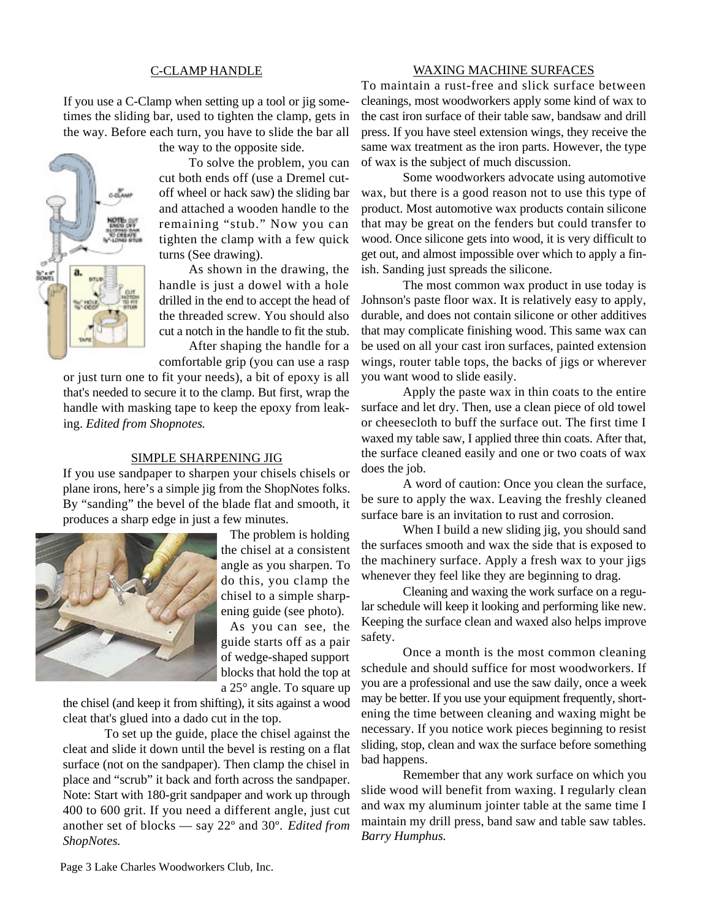## C-CLAMP HANDLE

If you use a C-Clamp when setting up a tool or jig sometimes the sliding bar, used to tighten the clamp, gets in the way. Before each turn, you have to slide the bar all the way to the opposite side.

To solve the problem, you can cut both ends off (use a Dremel cut-off wheel or hack saw) the sliding bar and attached a wooden handle to the remaining "stub." Now you can tighten the clamp with a few quick turns (See drawing).

As shown in the drawing, the handle is just a dowel with a hole drilled in the end to accept the head of the threaded screw. You should also cut a notch in the handle to fit the stub.

After shaping the handle for a comfortable grip (you can use a rasp or just turn one to fit your needs), a bit of epoxy is all that's needed to secure it to the clamp. But first, wrap the handle with masking tape to keep the epoxy from leaking. *Edited from Shopnotes.*

## SIMPLE SHARPENING JIG

If you use sandpaper to sharpen your chisels chisels or plane irons, here's a simple jig from the ShopNotes folks. By "sanding" the bevel of the blade flat and smooth, it produces a sharp edge in just a few minutes.

The problem is holding the chisel at a consistent angle as you sharpen. To do this, you clamp the chisel to a simple sharpening guide (see photo).

As you can see, the guide starts off as a pair of wedge-shaped support blocks that hold the top at a 25° angle. To square up the chisel (and keep it from shifting), it sits against a wood cleat that's glued into a dado cut in the top.

To set up the guide, place the chisel against the cleat and slide it down until the bevel is resting on a flat surface (not on the sandpaper). Then clamp the chisel in place and "scrub" it back and forth across the sandpaper. Note: Start with 180-grit sandpaper and work up through 400 to 600 grit. If you need a different angle, just cut another set of blocks — say 22º and 30º. *Edited from ShopNotes.*

## WAXING MACHINE SURFACES

To maintain a rust-free and slick surface between cleanings, most woodworkers apply some kind of wax to the cast iron surface of their table saw, bandsaw and drill press. If you have steel extension wings, they receive the same wax treatment as the iron parts. However, the type of wax is the subject of much discussion.

Some woodworkers advocate using automotive wax, but there is a good reason not to use this type of product. Most automotive wax products contain silicone that may be great on the fenders but could transfer to wood. Once silicone gets into wood, it is very difficult to get out, and almost impossible over which to apply a finish. Sanding just spreads the silicone.

The most common wax product in use today is Johnson's paste floor wax. It is relatively easy to apply, durable, and does not contain silicone or other additives that may complicate finishing wood. This same wax can be used on all your cast iron surfaces, painted extension wings, router table tops, the backs of jigs or wherever you want wood to slide easily.

Apply the paste wax in thin coats to the entire surface and let dry. Then, use a clean piece of old towel or cheesecloth to buff the surface out. The first time I waxed my table saw, I applied three thin coats. After that, the surface cleaned easily and one or two coats of wax does the job.

A word of caution: Once you clean the surface, be sure to apply the wax. Leaving the freshly cleaned surface bare is an invitation to rust and corrosion.

When I build a new sliding jig, you should sand the surfaces smooth and wax the side that is exposed to the machinery surface. Apply a fresh wax to your jigs whenever they feel like they are beginning to drag.

Cleaning and waxing the work surface on a regular schedule will keep it looking and performing like new. Keeping the surface clean and waxed also helps improve safety.

Once a month is the most common cleaning schedule and should suffice for most woodworkers. If you are a professional and use the saw daily, once a week may be better. If you use your equipment frequently, shortening the time between cleaning and waxing might be necessary. If you notice work pieces beginning to resist sliding, stop, clean and wax the surface before something bad happens.

Remember that any work surface on which you slide wood will benefit from waxing. I regularly clean and wax my aluminum jointer table at the same time I maintain my drill press, band saw and table saw tables. *Barry Humphus.*